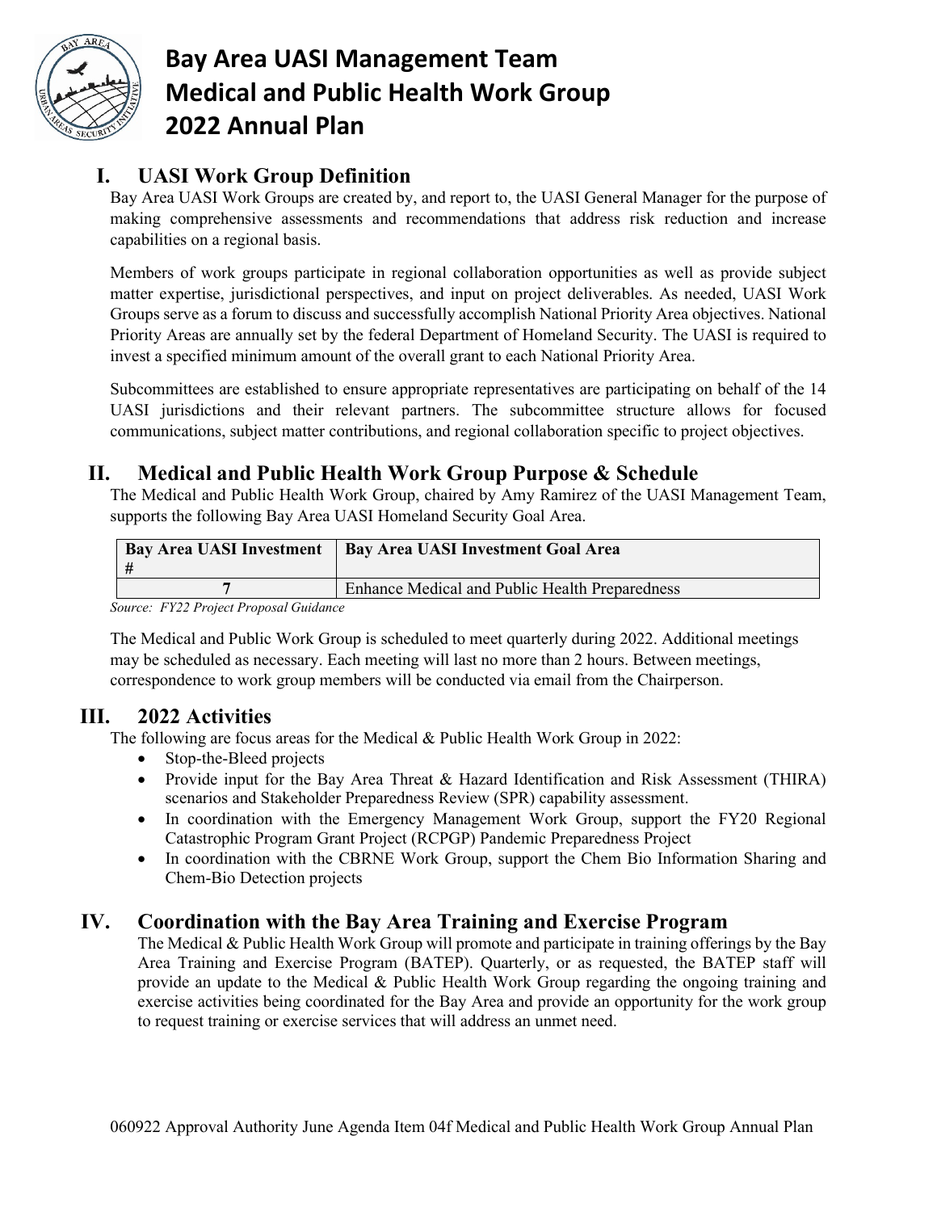# Bay Area UASI Management Team Medical and Public Health Work Group 2022 Annual Plan

## I. UASI Work Group Definition

Bay Area UASI Work Groups are created by, and report to, the UASI General Manager for the purpose of making comprehensive assessments and recommendations that address risk reduction and increase capabilities on a regional basis.

Members of work groups participate in regional collaboration opportunities as well as provide subject matter expertise, jurisdictional perspectives, and input on project deliverables. As needed, UASI Work Groups serve as a forum to discuss and successfully accomplish National Priority Area objectives. National Priority Areas are annually set by the federal Department of Homeland Security. The UASI is required to invest a specified minimum amount of the overall grant to each National Priority Area.

Subcommittees are established to ensure appropriate representatives are participating on behalf of the 14 UASI jurisdictions and their relevant partners. The subcommittee structure allows for focused communications, subject matter contributions, and regional collaboration specific to project objectives.

## II. Medical and Public Health Work Group Purpose & Schedule

The Medical and Public Health Work Group, chaired by Amy Ramirez of the UASI Management Team, supports the following Bay Area UASI Homeland Security Goal Area.

| Bay Area UASI Investment # | Bay Area UASI Investment Goal Area |
|---|---|
| 7 | Enhance Medical and Public Health Preparedness |

*Source: FY22 Project Proposal Guidance*

The Medical and Public Work Group is scheduled to meet quarterly during 2022. Additional meetings may be scheduled as necessary. Each meeting will last no more than 2 hours. Between meetings, correspondence to work group members will be conducted via email from the Chairperson.

## III. 2022 Activities

The following are focus areas for the Medical & Public Health Work Group in 2022:

- Stop-the-Bleed projects
- Provide input for the Bay Area Threat & Hazard Identification and Risk Assessment (THIRA) scenarios and Stakeholder Preparedness Review (SPR) capability assessment.
- In coordination with the Emergency Management Work Group, support the FY20 Regional Catastrophic Program Grant Project (RCPGP) Pandemic Preparedness Project
- In coordination with the CBRNE Work Group, support the Chem Bio Information Sharing and Chem-Bio Detection projects

## IV. Coordination with the Bay Area Training and Exercise Program

The Medical & Public Health Work Group will promote and participate in training offerings by the Bay Area Training and Exercise Program (BATEP). Quarterly, or as requested, the BATEP staff will provide an update to the Medical & Public Health Work Group regarding the ongoing training and exercise activities being coordinated for the Bay Area and provide an opportunity for the work group to request training or exercise services that will address an unmet need.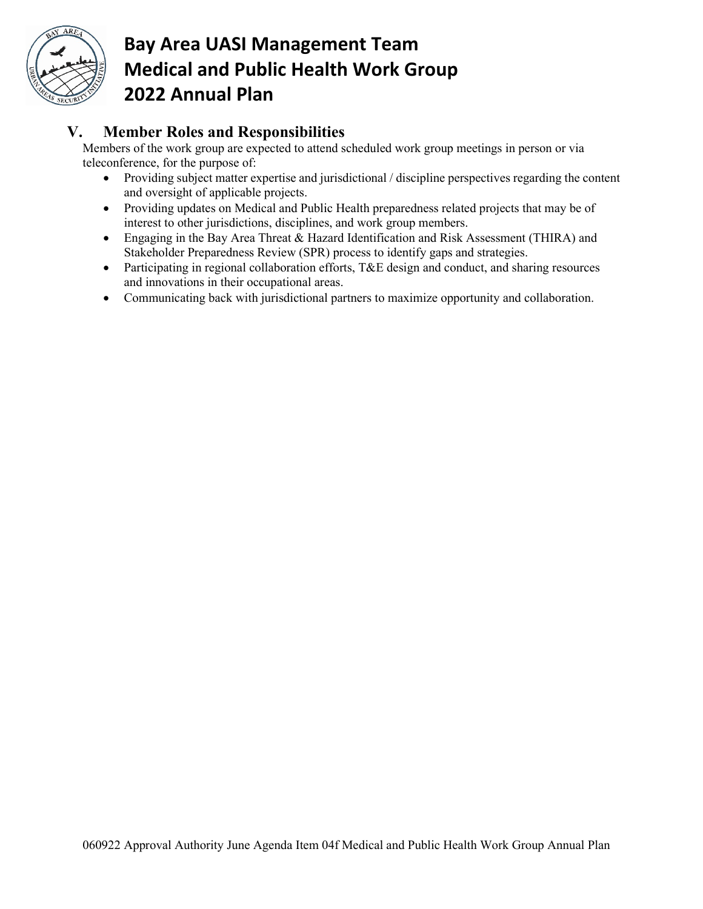## V. Member Roles and Responsibilities

Members of the work group are expected to attend scheduled work group meetings in person or via teleconference, for the purpose of:

- Providing subject matter expertise and jurisdictional / discipline perspectives regarding the content and oversight of applicable projects.
- Providing updates on Medical and Public Health preparedness related projects that may be of interest to other jurisdictions, disciplines, and work group members.
- Engaging in the Bay Area Threat & Hazard Identification and Risk Assessment (THIRA) and Stakeholder Preparedness Review (SPR) process to identify gaps and strategies.
- Participating in regional collaboration efforts, T&E design and conduct, and sharing resources and innovations in their occupational areas.
- Communicating back with jurisdictional partners to maximize opportunity and collaboration.